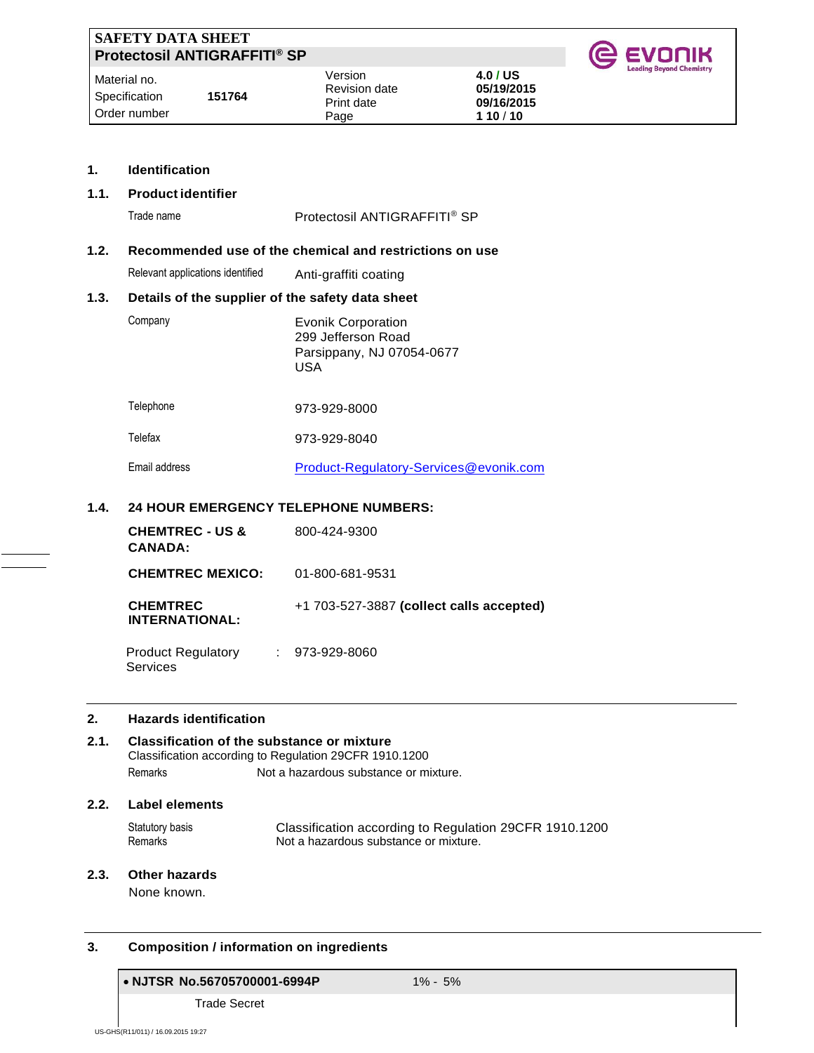# SAFETY DATA SHEET
## Protectosil ANTIGRAFFITI® SP

| | | | |
|---|---|---|---|
| Material no. | | Version | 4.0 / US |
| Specification | 151764 | Revision date | 05/19/2015 |
| Order number | | Print date | 09/16/2015 |

## 1. Identification

### 1.1. Product identifier

Trade name — Protectosil ANTIGRAFFITI® SP

### 1.2. Recommended use of the chemical and restrictions on use

Relevant applications identified — Anti-graffiti coating

### 1.3. Details of the supplier of the safety data sheet

Company — Evonik Corporation
299 Jefferson Road
Parsippany, NJ 07054-0677
USA

Telephone — 973-929-8000

Telefax — 973-929-8040

Email address — Product-Regulatory-Services@evonik.com

### 1.4. 24 HOUR EMERGENCY TELEPHONE NUMBERS:

**CHEMTREC - US & CANADA:** 800-424-9300

**CHEMTREC MEXICO:** 01-800-681-9531

**CHEMTREC INTERNATIONAL:** +1 703-527-3887 **(collect calls accepted)**

Product Regulatory Services : 973-929-8060

## 2. Hazards identification

### 2.1. Classification of the substance or mixture

Classification according to Regulation 29CFR 1910.1200

Remarks — Not a hazardous substance or mixture.

### 2.2. Label elements

Statutory basis — Classification according to Regulation 29CFR 1910.1200

Remarks — Not a hazardous substance or mixture.

### 2.3. Other hazards

None known.

## 3. Composition / information on ingredients

| • NJTSR No.56705700001-6994P | 1% - 5% |
|---|---|
| Trade Secret | |

US-GHS(R11/011) / 16.09.2015 19:27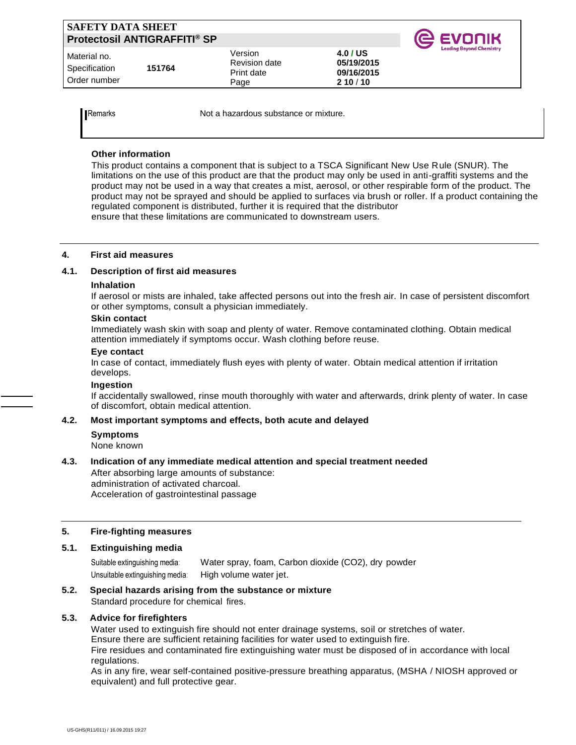| Remarks | Not a hazardous substance or mixture. |
| --- | --- |

**Other information**

This product contains a component that is subject to a TSCA Significant New Use Rule (SNUR). The limitations on the use of this product are that the product may only be used in anti-graffiti systems and the product may not be used in a way that creates a mist, aerosol, or other respirable form of the product. The product may not be sprayed and should be applied to surfaces via brush or roller. If a product containing the regulated component is distributed, further it is required that the distributor ensure that these limitations are communicated to downstream users.

## 4. First aid measures

### 4.1. Description of first aid measures

**Inhalation**

If aerosol or mists are inhaled, take affected persons out into the fresh air. In case of persistent discomfort or other symptoms, consult a physician immediately.

**Skin contact**

Immediately wash skin with soap and plenty of water. Remove contaminated clothing. Obtain medical attention immediately if symptoms occur. Wash clothing before reuse.

**Eye contact**

In case of contact, immediately flush eyes with plenty of water. Obtain medical attention if irritation develops.

**Ingestion**

If accidentally swallowed, rinse mouth thoroughly with water and afterwards, drink plenty of water. In case of discomfort, obtain medical attention.

### 4.2. Most important symptoms and effects, both acute and delayed

**Symptoms**

None known

### 4.3. Indication of any immediate medical attention and special treatment needed

After absorbing large amounts of substance:
administration of activated charcoal.
Acceleration of gastrointestinal passage

## 5. Fire-fighting measures

### 5.1. Extinguishing media

| Suitable extinguishing media: | Water spray, foam, Carbon dioxide ($CO_2$), dry powder |
| --- | --- |
| Unsuitable extinguishing media: | High volume water jet. |

### 5.2. Special hazards arising from the substance or mixture

Standard procedure for chemical fires.

### 5.3. Advice for firefighters

Water used to extinguish fire should not enter drainage systems, soil or stretches of water.
Ensure there are sufficient retaining facilities for water used to extinguish fire.
Fire residues and contaminated fire extinguishing water must be disposed of in accordance with local regulations.
As in any fire, wear self-contained positive-pressure breathing apparatus, (MSHA / NIOSH approved or equivalent) and full protective gear.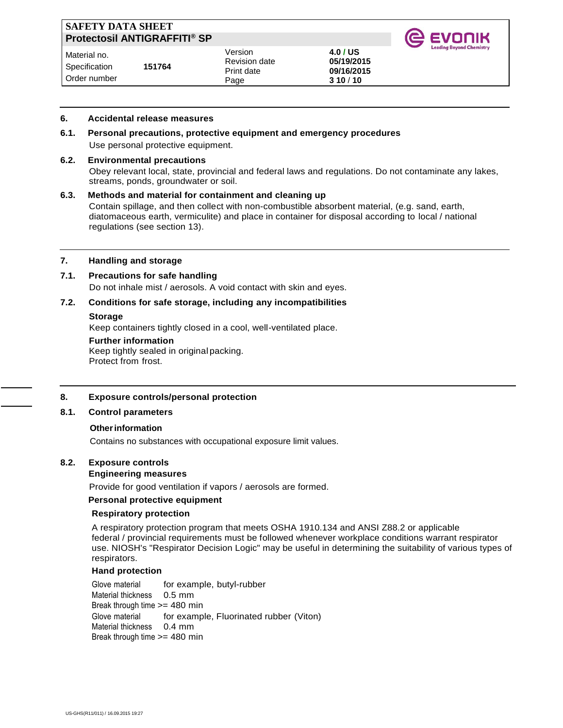## 6. Accidental release measures

### 6.1. Personal precautions, protective equipment and emergency procedures

Use personal protective equipment.

### 6.2. Environmental precautions

Obey relevant local, state, provincial and federal laws and regulations. Do not contaminate any lakes, streams, ponds, groundwater or soil.

### 6.3. Methods and material for containment and cleaning up

Contain spillage, and then collect with non-combustible absorbent material, (e.g. sand, earth, diatomaceous earth, vermiculite) and place in container for disposal according to local / national regulations (see section 13).

## 7. Handling and storage

### 7.1. Precautions for safe handling

Do not inhale mist / aerosols. A void contact with skin and eyes.

### 7.2. Conditions for safe storage, including any incompatibilities

**Storage**

Keep containers tightly closed in a cool, well-ventilated place.

**Further information**

Keep tightly sealed in original packing.
Protect from frost.

## 8. Exposure controls/personal protection

### 8.1. Control parameters

**Other information**

Contains no substances with occupational exposure limit values.

### 8.2. Exposure controls

**Engineering measures**

Provide for good ventilation if vapors / aerosols are formed.

**Personal protective equipment**

**Respiratory protection**

A respiratory protection program that meets OSHA 1910.134 and ANSI Z88.2 or applicable federal / provincial requirements must be followed whenever workplace conditions warrant respirator use. NIOSH's "Respirator Decision Logic" may be useful in determining the suitability of various types of respirators.

**Hand protection**

Glove material for example, butyl-rubber
Material thickness 0.5 mm
Break through time >= 480 min
Glove material for example, Fluorinated rubber (Viton)
Material thickness 0.4 mm
Break through time >= 480 min

US-GHS(R11/011) / 16.09.2015 19:27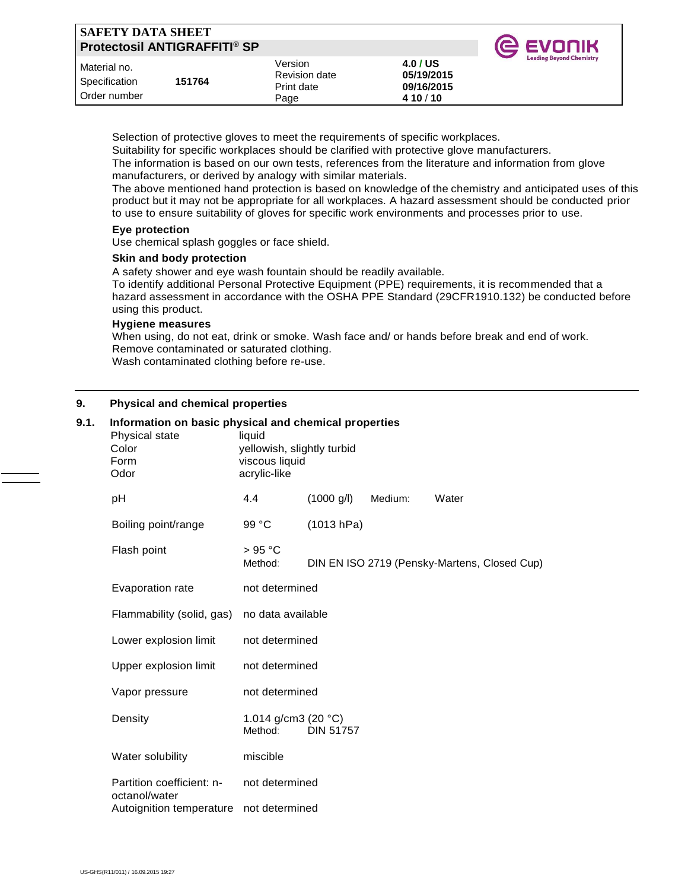Selection of protective gloves to meet the requirements of specific workplaces.
Suitability for specific workplaces should be clarified with protective glove manufacturers.
The information is based on our own tests, references from the literature and information from glove manufacturers, or derived by analogy with similar materials.
The above mentioned hand protection is based on knowledge of the chemistry and anticipated uses of this product but it may not be appropriate for all workplaces. A hazard assessment should be conducted prior to use to ensure suitability of gloves for specific work environments and processes prior to use.

**Eye protection**

Use chemical splash goggles or face shield.

**Skin and body protection**

A safety shower and eye wash fountain should be readily available.
To identify additional Personal Protective Equipment (PPE) requirements, it is recommended that a hazard assessment in accordance with the OSHA PPE Standard (29CFR1910.132) be conducted before using this product.

**Hygiene measures**

When using, do not eat, drink or smoke. Wash face and/ or hands before break and end of work.
Remove contaminated or saturated clothing.
Wash contaminated clothing before re-use.

## 9. Physical and chemical properties

### 9.1. Information on basic physical and chemical properties

| Property | Value |
|---|---|
| Physical state | liquid |
| Color | yellowish, slightly turbid |
| Form | viscous liquid |
| Odor | acrylic-like |
| pH | 4.4 (1000 g/l) Medium: Water |
| Boiling point/range | 99 °C (1013 hPa) |
| Flash point | > 95 °C<br>Method: DIN EN ISO 2719 (Pensky-Martens, Closed Cup) |
| Evaporation rate | not determined |
| Flammability (solid, gas) | no data available |
| Lower explosion limit | not determined |
| Upper explosion limit | not determined |
| Vapor pressure | not determined |
| Density | 1.014 g/cm3 (20 °C)<br>Method: DIN 51757 |
| Water solubility | miscible |
| Partition coefficient: n-octanol/water | not determined |
| Autoignition temperature | not determined |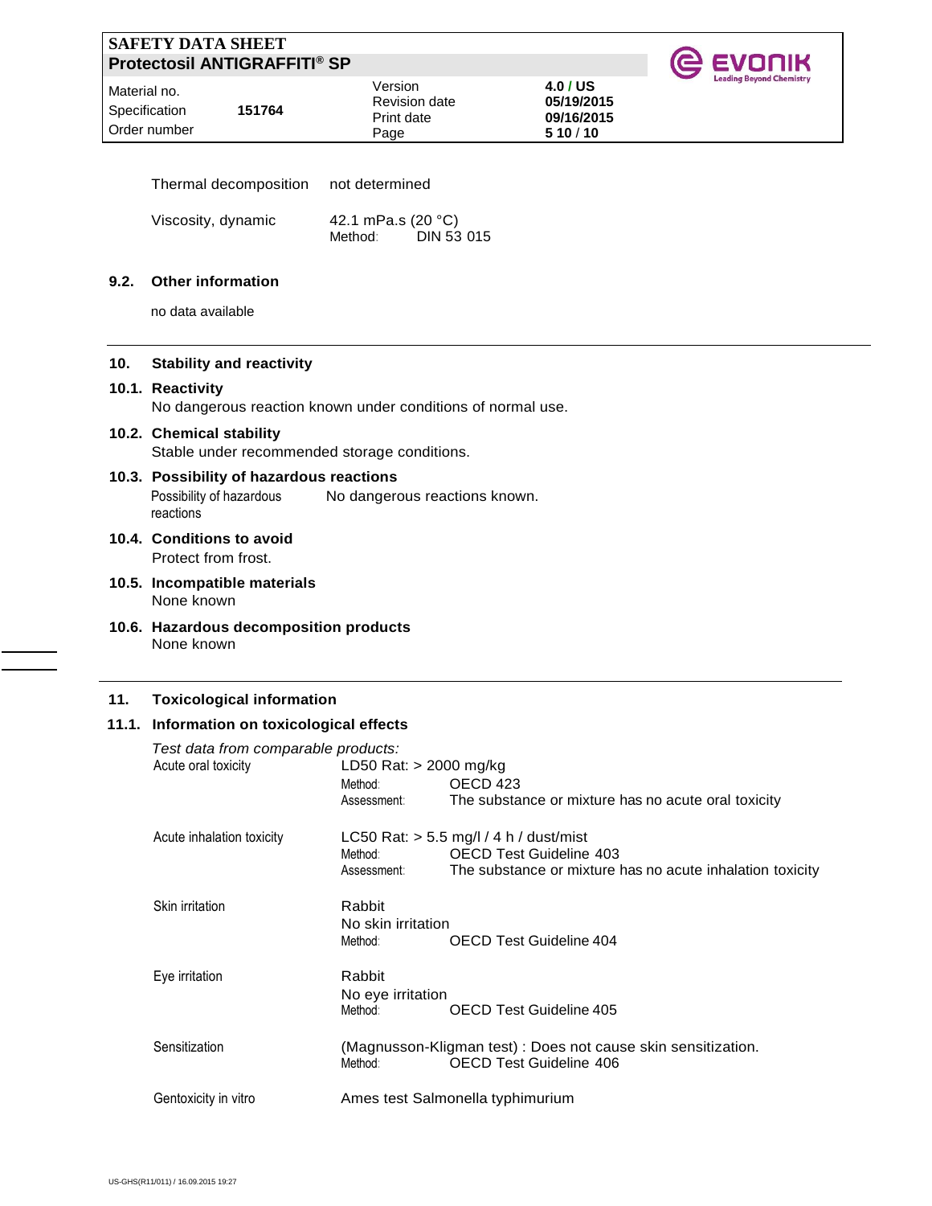Thermal decomposition not determined

Viscosity, dynamic 42.1 mPa.s (20 °C)
Method: DIN 53 015

### 9.2. Other information

no data available

## 10. Stability and reactivity

### 10.1. Reactivity

No dangerous reaction known under conditions of normal use.

### 10.2. Chemical stability

Stable under recommended storage conditions.

### 10.3. Possibility of hazardous reactions

Possibility of hazardous reactions: No dangerous reactions known.

### 10.4. Conditions to avoid

Protect from frost.

### 10.5. Incompatible materials

None known

### 10.6. Hazardous decomposition products

None known

## 11. Toxicological information

### 11.1. Information on toxicological effects

*Test data from comparable products:*

**Acute oral toxicity**
LD50 Rat: > 2000 mg/kg
Method: OECD 423
Assessment: The substance or mixture has no acute oral toxicity

**Acute inhalation toxicity**
LC50 Rat: > 5.5 mg/l / 4 h / dust/mist
Method: OECD Test Guideline 403
Assessment: The substance or mixture has no acute inhalation toxicity

**Skin irritation**
Rabbit
No skin irritation
Method: OECD Test Guideline 404

**Eye irritation**
Rabbit
No eye irritation
Method: OECD Test Guideline 405

**Sensitization**
(Magnusson-Kligman test) : Does not cause skin sensitization.
Method: OECD Test Guideline 406

**Gentoxicity in vitro**
Ames test Salmonella typhimurium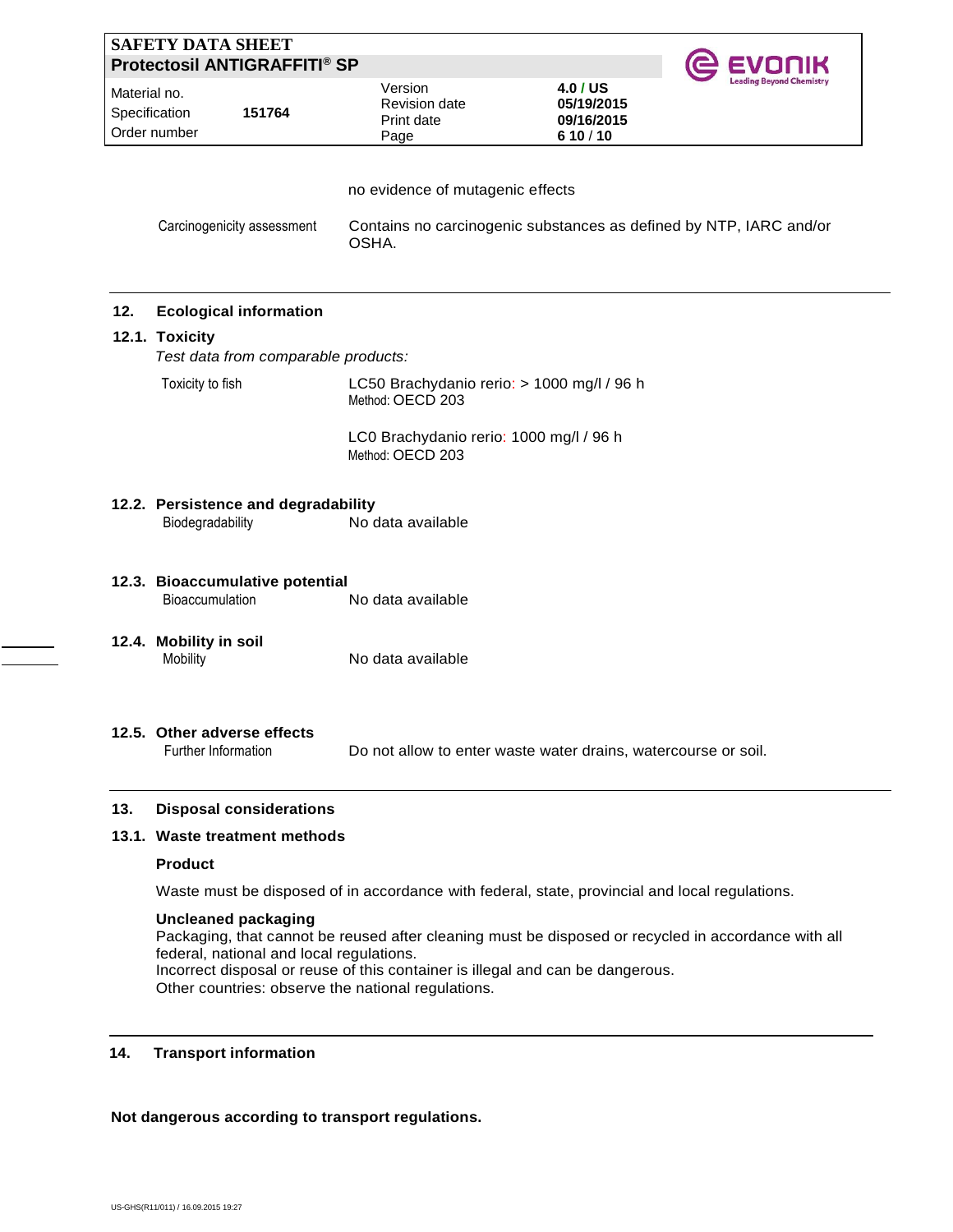no evidence of mutagenic effects

| | |
|---|---|
| Carcinogenicity assessment | Contains no carcinogenic substances as defined by NTP, IARC and/or OSHA. |

## 12. Ecological information

### 12.1. Toxicity

*Test data from comparable products:*

| | |
|---|---|
| Toxicity to fish | LC50 Brachydanio rerio: > 1000 mg/l / 96 h<br>Method: OECD 203 |
| | LC0 Brachydanio rerio: 1000 mg/l / 96 h<br>Method: OECD 203 |

### 12.2. Persistence and degradability

| | |
|---|---|
| Biodegradability | No data available |

### 12.3. Bioaccumulative potential

| | |
|---|---|
| Bioaccumulation | No data available |

### 12.4. Mobility in soil

| | |
|---|---|
| Mobility | No data available |

### 12.5. Other adverse effects

| | |
|---|---|
| Further Information | Do not allow to enter waste water drains, watercourse or soil. |

## 13. Disposal considerations

### 13.1. Waste treatment methods

**Product**

Waste must be disposed of in accordance with federal, state, provincial and local regulations.

**Uncleaned packaging**

Packaging, that cannot be reused after cleaning must be disposed or recycled in accordance with all federal, national and local regulations.
Incorrect disposal or reuse of this container is illegal and can be dangerous.
Other countries: observe the national regulations.

## 14. Transport information

**Not dangerous according to transport regulations.**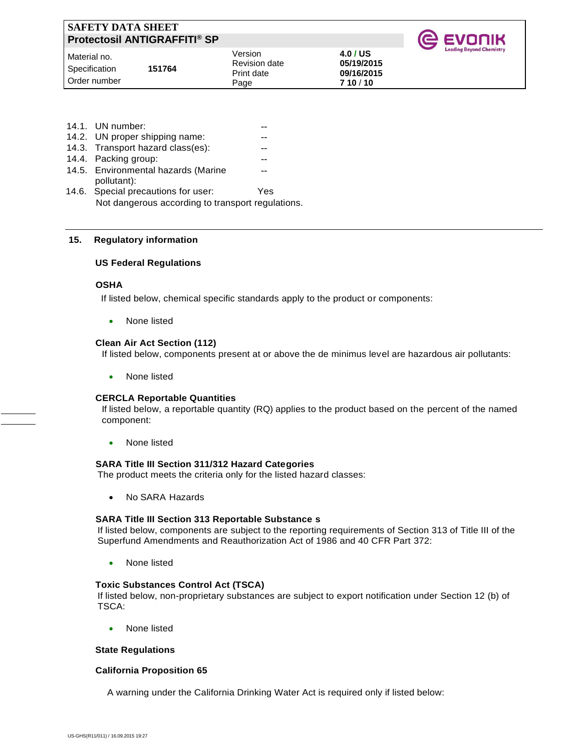| | | |
|---|---|---|
| 14.1. | UN number: | -- |
| 14.2. | UN proper shipping name: | -- |
| 14.3. | Transport hazard class(es): | -- |
| 14.4. | Packing group: | -- |
| 14.5. | Environmental hazards (Marine pollutant): | -- |
| 14.6. | Special precautions for user: | Yes |

Not dangerous according to transport regulations.

## 15. Regulatory information

### US Federal Regulations

**OSHA**

If listed below, chemical specific standards apply to the product or components:

- None listed

**Clean Air Act Section (112)**

If listed below, components present at or above the de minimus level are hazardous air pollutants:

- None listed

**CERCLA Reportable Quantities**

If listed below, a reportable quantity (RQ) applies to the product based on the percent of the named component:

- None listed

**SARA Title III Section 311/312 Hazard Categories**

The product meets the criteria only for the listed hazard classes:

- No SARA Hazards

**SARA Title III Section 313 Reportable Substance s**

If listed below, components are subject to the reporting requirements of Section 313 of Title III of the Superfund Amendments and Reauthorization Act of 1986 and 40 CFR Part 372:

- None listed

**Toxic Substances Control Act (TSCA)**

If listed below, non-proprietary substances are subject to export notification under Section 12 (b) of TSCA:

- None listed

### State Regulations

**California Proposition 65**

A warning under the California Drinking Water Act is required only if listed below: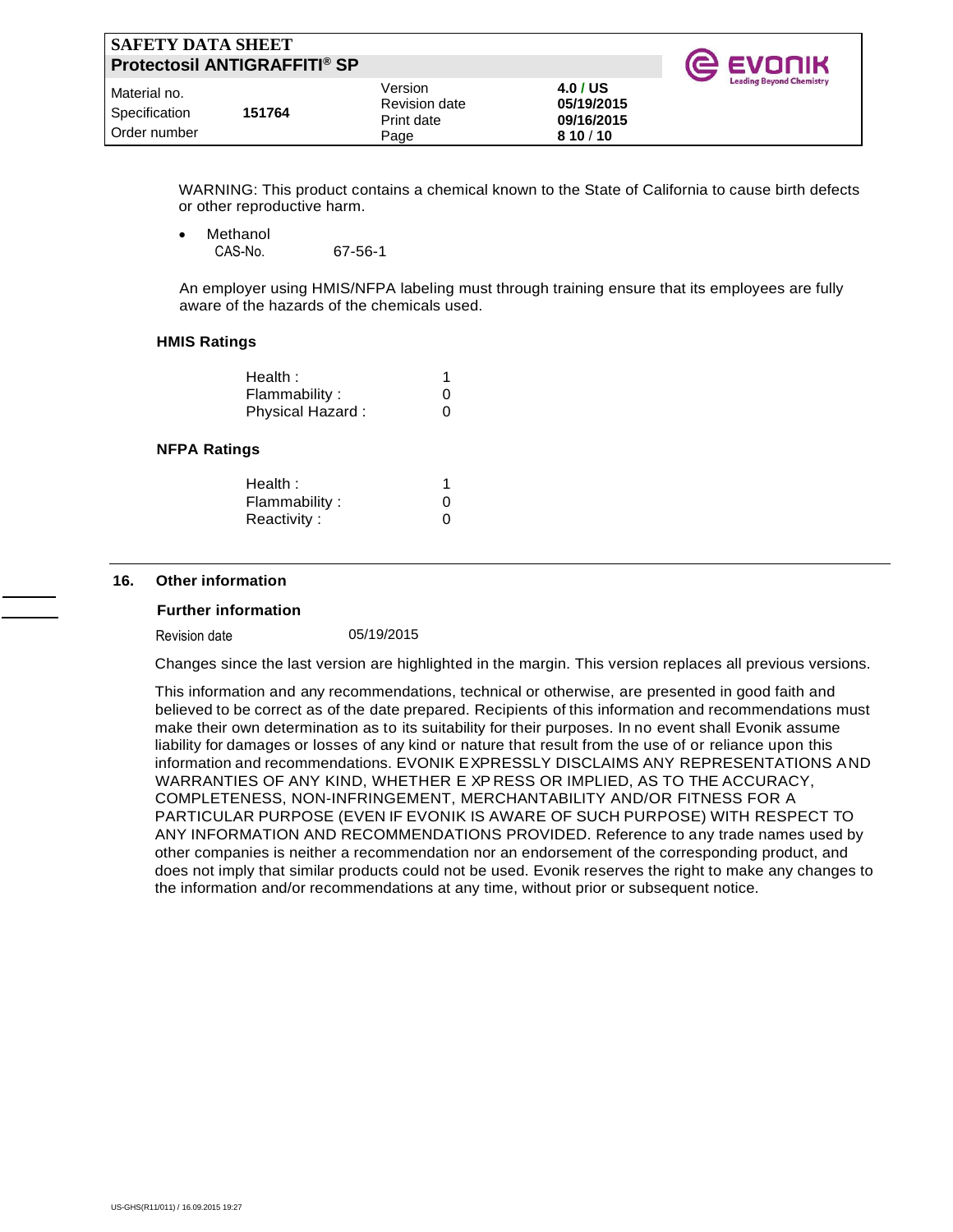WARNING: This product contains a chemical known to the State of California to cause birth defects or other reproductive harm.

- Methanol
  CAS-No. 67-56-1

An employer using HMIS/NFPA labeling must through training ensure that its employees are fully aware of the hazards of the chemicals used.

**HMIS Ratings**

| | |
|---|---|
| Health : | 1 |
| Flammability : | 0 |
| Physical Hazard : | 0 |

**NFPA Ratings**

| | |
|---|---|
| Health : | 1 |
| Flammability : | 0 |
| Reactivity : | 0 |

## 16. Other information

**Further information**

Revision date 05/19/2015

Changes since the last version are highlighted in the margin. This version replaces all previous versions.

This information and any recommendations, technical or otherwise, are presented in good faith and believed to be correct as of the date prepared. Recipients of this information and recommendations must make their own determination as to its suitability for their purposes. In no event shall Evonik assume liability for damages or losses of any kind or nature that result from the use of or reliance upon this information and recommendations. EVONIK EXPRESSLY DISCLAIMS ANY REPRESENTATIONS AND WARRANTIES OF ANY KIND, WHETHER EXPRESS OR IMPLIED, AS TO THE ACCURACY, COMPLETENESS, NON-INFRINGEMENT, MERCHANTABILITY AND/OR FITNESS FOR A PARTICULAR PURPOSE (EVEN IF EVONIK IS AWARE OF SUCH PURPOSE) WITH RESPECT TO ANY INFORMATION AND RECOMMENDATIONS PROVIDED. Reference to any trade names used by other companies is neither a recommendation nor an endorsement of the corresponding product, and does not imply that similar products could not be used. Evonik reserves the right to make any changes to the information and/or recommendations at any time, without prior or subsequent notice.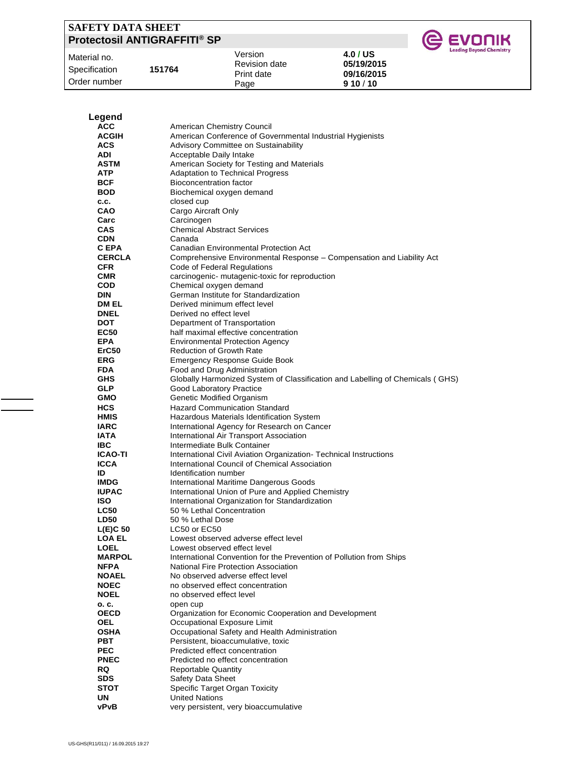## Legend

| | |
|---|---|
| **ACC** | American Chemistry Council |
| **ACGIH** | American Conference of Governmental Industrial Hygienists |
| **ACS** | Advisory Committee on Sustainability |
| **ADI** | Acceptable Daily Intake |
| **ASTM** | American Society for Testing and Materials |
| **ATP** | Adaptation to Technical Progress |
| **BCF** | Bioconcentration factor |
| **BOD** | Biochemical oxygen demand |
| **c.c.** | closed cup |
| **CAO** | Cargo Aircraft Only |
| **Carc** | Carcinogen |
| **CAS** | Chemical Abstract Services |
| **CDN** | Canada |
| **C EPA** | Canadian Environmental Protection Act |
| **CERCLA** | Comprehensive Environmental Response – Compensation and Liability Act |
| **CFR** | Code of Federal Regulations |
| **CMR** | carcinogenic- mutagenic-toxic for reproduction |
| **COD** | Chemical oxygen demand |
| **DIN** | German Institute for Standardization |
| **DM EL** | Derived minimum effect level |
| **DNEL** | Derived no effect level |
| **DOT** | Department of Transportation |
| **EC50** | half maximal effective concentration |
| **EPA** | Environmental Protection Agency |
| **ErC50** | Reduction of Growth Rate |
| **ERG** | Emergency Response Guide Book |
| **FDA** | Food and Drug Administration |
| **GHS** | Globally Harmonized System of Classification and Labelling of Chemicals ( GHS) |
| **GLP** | Good Laboratory Practice |
| **GMO** | Genetic Modified Organism |
| **HCS** | Hazard Communication Standard |
| **HMIS** | Hazardous Materials Identification System |
| **IARC** | International Agency for Research on Cancer |
| **IATA** | International Air Transport Association |
| **IBC** | Intermediate Bulk Container |
| **ICAO-TI** | International Civil Aviation Organization- Technical Instructions |
| **ICCA** | International Council of Chemical Association |
| **ID** | Identification number |
| **IMDG** | International Maritime Dangerous Goods |
| **IUPAC** | International Union of Pure and Applied Chemistry |
| **ISO** | International Organization for Standardization |
| **LC50** | 50 % Lethal Concentration |
| **LD50** | 50 % Lethal Dose |
| **L(E)C 50** | LC50 or EC50 |
| **LOA EL** | Lowest observed adverse effect level |
| **LOEL** | Lowest observed effect level |
| **MARPOL** | International Convention for the Prevention of Pollution from Ships |
| **NFPA** | National Fire Protection Association |
| **NOAEL** | No observed adverse effect level |
| **NOEC** | no observed effect concentration |
| **NOEL** | no observed effect level |
| **o. c.** | open cup |
| **OECD** | Organization for Economic Cooperation and Development |
| **OEL** | Occupational Exposure Limit |
| **OSHA** | Occupational Safety and Health Administration |
| **PBT** | Persistent, bioaccumulative, toxic |
| **PEC** | Predicted effect concentration |
| **PNEC** | Predicted no effect concentration |
| **RQ** | Reportable Quantity |
| **SDS** | Safety Data Sheet |
| **STOT** | Specific Target Organ Toxicity |
| **UN** | United Nations |
| **vPvB** | very persistent, very bioaccumulative |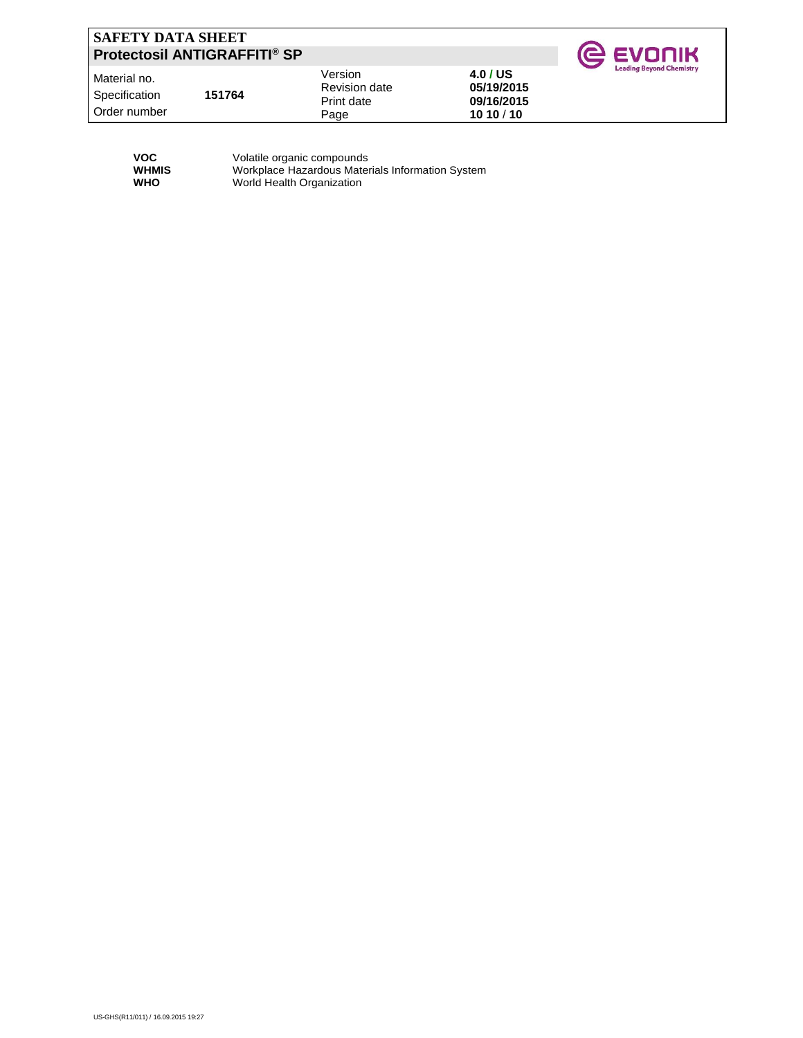| | |
|---|---|
| **VOC** | Volatile organic compounds |
| **WHMIS** | Workplace Hazardous Materials Information System |
| **WHO** | World Health Organization |